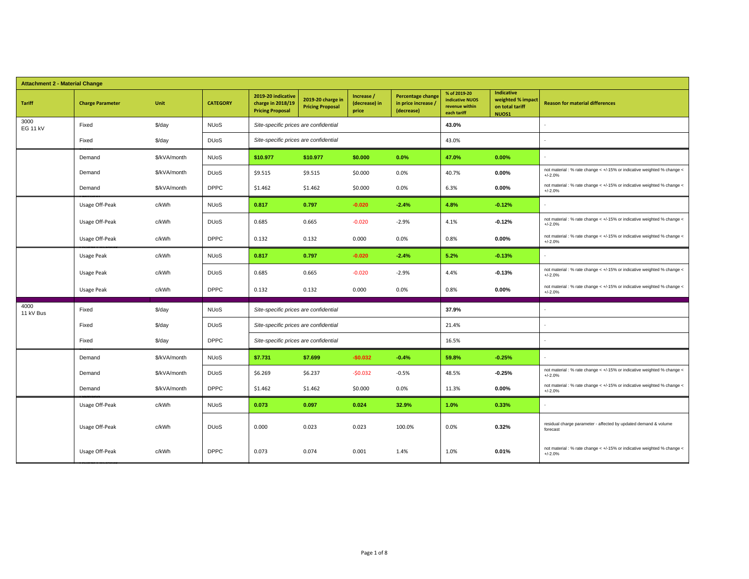## Attachment 2 - Material Change

| Tariff | Charge Parameter | Unit | CATEGORY | 2019-20 indicative charge in 2018/19 Pricing Proposal | 2019-20 charge in Pricing Proposal | Increase / (decrease) in price | Percentage change in price increase / (decrease) | % of 2019-20 indicative NUOS revenue within each tariff | Indicative weighted % impact on total tariff NUOS1 | Reason for material differences |
|---|---|---|---|---|---|---|---|---|---|---|
| 3000 EG 11 kV | Fixed | $/day | NUoS | *Site-specific prices are confidential* | | | | **43.0%** | | - |
| | Fixed | $/day | DUoS | *Site-specific prices are confidential* | | | | 43.0% | | - |
| | Demand | $/kVA/month | NUoS | **$10.977** | **$10.977** | **$0.000** | **0.0%** | **47.0%** | **0.00%** | - |
| | Demand | $/kVA/month | DUoS | $9.515 | $9.515 | $0.000 | 0.0% | 40.7% | **0.00%** | not material : % rate change < +/-15% or indicative weighted % change < +/-2.0% |
| | Demand | $/kVA/month | DPPC | $1.462 | $1.462 | $0.000 | 0.0% | 6.3% | **0.00%** | not material : % rate change < +/-15% or indicative weighted % change < +/-2.0% |
| | Usage Off-Peak | c/kWh | NUoS | **0.817** | **0.797** | **-0.020** | **-2.4%** | **4.8%** | **-0.12%** | - |
| | Usage Off-Peak | c/kWh | DUoS | 0.685 | 0.665 | -0.020 | -2.9% | 4.1% | **-0.12%** | not material : % rate change < +/-15% or indicative weighted % change < +/-2.0% |
| | Usage Off-Peak | c/kWh | DPPC | 0.132 | 0.132 | 0.000 | 0.0% | 0.8% | **0.00%** | not material : % rate change < +/-15% or indicative weighted % change < +/-2.0% |
| | Usage Peak | c/kWh | NUoS | **0.817** | **0.797** | **-0.020** | **-2.4%** | **5.2%** | **-0.13%** | - |
| | Usage Peak | c/kWh | DUoS | 0.685 | 0.665 | -0.020 | -2.9% | 4.4% | **-0.13%** | not material : % rate change < +/-15% or indicative weighted % change < +/-2.0% |
| | Usage Peak | c/kWh | DPPC | 0.132 | 0.132 | 0.000 | 0.0% | 0.8% | **0.00%** | not material : % rate change < +/-15% or indicative weighted % change < +/-2.0% |
| 4000 11 kV Bus | Fixed | $/day | NUoS | *Site-specific prices are confidential* | | | | **37.9%** | | - |
| | Fixed | $/day | DUoS | *Site-specific prices are confidential* | | | | 21.4% | | - |
| | Fixed | $/day | DPPC | *Site-specific prices are confidential* | | | | 16.5% | | - |
| | Demand | $/kVA/month | NUoS | **$7.731** | **$7.699** | **-$0.032** | **-0.4%** | **59.8%** | **-0.25%** | - |
| | Demand | $/kVA/month | DUoS | $6.269 | $6.237 | -$0.032 | -0.5% | 48.5% | **-0.25%** | not material : % rate change < +/-15% or indicative weighted % change < +/-2.0% |
| | Demand | $/kVA/month | DPPC | $1.462 | $1.462 | $0.000 | 0.0% | 11.3% | **0.00%** | not material : % rate change < +/-15% or indicative weighted % change < +/-2.0% |
| | Usage Off-Peak | c/kWh | NUoS | **0.073** | **0.097** | **0.024** | **32.9%** | **1.0%** | **0.33%** | - |
| | Usage Off-Peak | c/kWh | DUoS | 0.000 | 0.023 | 0.023 | 100.0% | 0.0% | **0.32%** | residual charge parameter - affected by updated demand & volume forecast |
| | Usage Off-Peak | c/kWh | DPPC | 0.073 | 0.074 | 0.001 | 1.4% | 1.0% | **0.01%** | not material : % rate change < +/-15% or indicative weighted % change < +/-2.0% |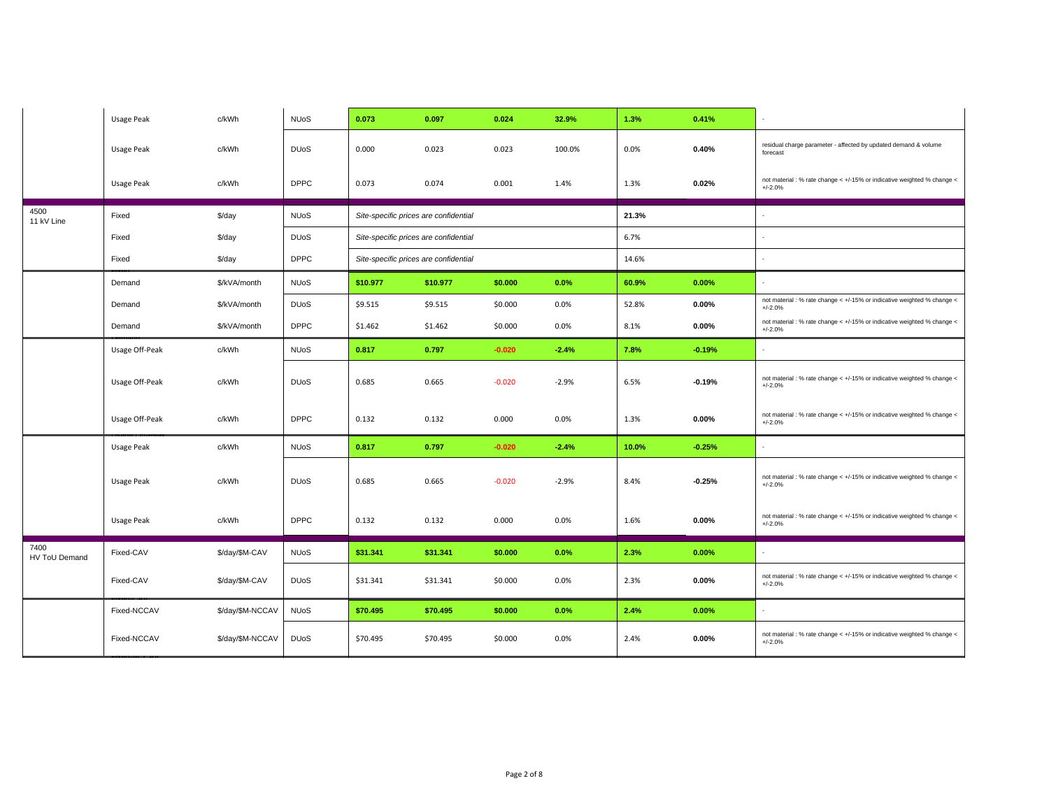| | | | | | | | | | | |
|---|---|---|---|---|---|---|---|---|---|---|
| | Usage Peak | c/kWh | NUoS | **0.073** | **0.097** | **0.024** | **32.9%** | **1.3%** | **0.41%** | - |
| | Usage Peak | c/kWh | DUoS | 0.000 | 0.023 | 0.023 | 100.0% | 0.0% | **0.40%** | residual charge parameter - affected by updated demand & volume forecast |
| | Usage Peak | c/kWh | DPPC | 0.073 | 0.074 | 0.001 | 1.4% | 1.3% | **0.02%** | not material : % rate change < +/-15% or indicative weighted % change < +/-2.0% |
| 4500 11 kV Line | Fixed | $/day | NUoS | *Site-specific prices are confidential* | | | | **21.3%** | | - |
| | Fixed | $/day | DUoS | *Site-specific prices are confidential* | | | | 6.7% | | - |
| | Fixed | $/day | DPPC | *Site-specific prices are confidential* | | | | 14.6% | | - |
| | Demand | $/kVA/month | NUoS | **$10.977** | **$10.977** | **$0.000** | **0.0%** | **60.9%** | **0.00%** | - |
| | Demand | $/kVA/month | DUoS | $9.515 | $9.515 | $0.000 | 0.0% | 52.8% | **0.00%** | not material : % rate change < +/-15% or indicative weighted % change < +/-2.0% |
| | Demand | $/kVA/month | DPPC | $1.462 | $1.462 | $0.000 | 0.0% | 8.1% | **0.00%** | not material : % rate change < +/-15% or indicative weighted % change < +/-2.0% |
| | Usage Off-Peak | c/kWh | NUoS | **0.817** | **0.797** | **-0.020** | **-2.4%** | **7.8%** | **-0.19%** | - |
| | Usage Off-Peak | c/kWh | DUoS | 0.685 | 0.665 | -0.020 | -2.9% | 6.5% | **-0.19%** | not material : % rate change < +/-15% or indicative weighted % change < +/-2.0% |
| | Usage Off-Peak | c/kWh | DPPC | 0.132 | 0.132 | 0.000 | 0.0% | 1.3% | **0.00%** | not material : % rate change < +/-15% or indicative weighted % change < +/-2.0% |
| | Usage Peak | c/kWh | NUoS | **0.817** | **0.797** | **-0.020** | **-2.4%** | **10.0%** | **-0.25%** | - |
| | Usage Peak | c/kWh | DUoS | 0.685 | 0.665 | -0.020 | -2.9% | 8.4% | **-0.25%** | not material : % rate change < +/-15% or indicative weighted % change < +/-2.0% |
| | Usage Peak | c/kWh | DPPC | 0.132 | 0.132 | 0.000 | 0.0% | 1.6% | **0.00%** | not material : % rate change < +/-15% or indicative weighted % change < +/-2.0% |
| 7400 HV ToU Demand | Fixed-CAV | $/day/$M-CAV | NUoS | **$31.341** | **$31.341** | **$0.000** | **0.0%** | **2.3%** | **0.00%** | - |
| | Fixed-CAV | $/day/$M-CAV | DUoS | $31.341 | $31.341 | $0.000 | 0.0% | 2.3% | **0.00%** | not material : % rate change < +/-15% or indicative weighted % change < +/-2.0% |
| | Fixed-NCCAV | $/day/$M-NCCAV | NUoS | **$70.495** | **$70.495** | **$0.000** | **0.0%** | **2.4%** | **0.00%** | - |
| | Fixed-NCCAV | $/day/$M-NCCAV | DUoS | $70.495 | $70.495 | $0.000 | 0.0% | 2.4% | **0.00%** | not material : % rate change < +/-15% or indicative weighted % change < +/-2.0% |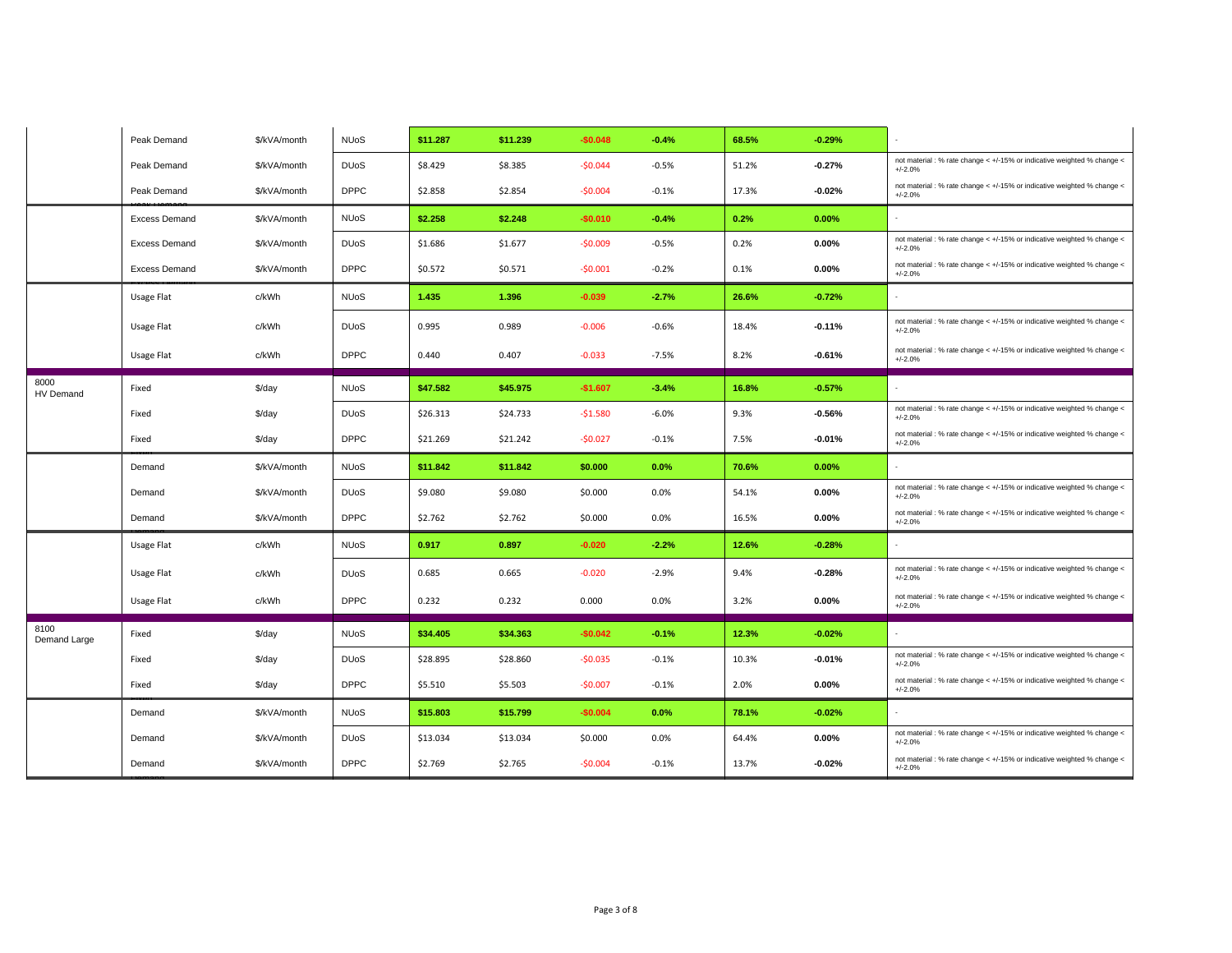| | | | | | | | | | | |
|---|---|---|---|---|---|---|---|---|---|---|
| | Peak Demand | $/kVA/month | NUoS | **$11.287** | **$11.239** | **-$0.048** | **-0.4%** | **68.5%** | **-0.29%** | - |
| | Peak Demand | $/kVA/month | DUoS | $8.429 | $8.385 | -$0.044 | -0.5% | 51.2% | **-0.27%** | not material : % rate change < +/-15% or indicative weighted % change < +/-2.0% |
| | Peak Demand | $/kVA/month | DPPC | $2.858 | $2.854 | -$0.004 | -0.1% | 17.3% | **-0.02%** | not material : % rate change < +/-15% or indicative weighted % change < +/-2.0% |
| | Excess Demand | $/kVA/month | NUoS | **$2.258** | **$2.248** | **-$0.010** | **-0.4%** | **0.2%** | **0.00%** | - |
| | Excess Demand | $/kVA/month | DUoS | $1.686 | $1.677 | -$0.009 | -0.5% | 0.2% | **0.00%** | not material : % rate change < +/-15% or indicative weighted % change < +/-2.0% |
| | Excess Demand | $/kVA/month | DPPC | $0.572 | $0.571 | -$0.001 | -0.2% | 0.1% | **0.00%** | not material : % rate change < +/-15% or indicative weighted % change < +/-2.0% |
| | Usage Flat | c/kWh | NUoS | **1.435** | **1.396** | **-0.039** | **-2.7%** | **26.6%** | **-0.72%** | - |
| | Usage Flat | c/kWh | DUoS | 0.995 | 0.989 | -0.006 | -0.6% | 18.4% | **-0.11%** | not material : % rate change < +/-15% or indicative weighted % change < +/-2.0% |
| | Usage Flat | c/kWh | DPPC | 0.440 | 0.407 | -0.033 | -7.5% | 8.2% | **-0.61%** | not material : % rate change < +/-15% or indicative weighted % change < +/-2.0% |
| 8000 HV Demand | Fixed | $/day | NUoS | **$47.582** | **$45.975** | **-$1.607** | **-3.4%** | **16.8%** | **-0.57%** | - |
| | Fixed | $/day | DUoS | $26.313 | $24.733 | -$1.580 | -6.0% | 9.3% | **-0.56%** | not material : % rate change < +/-15% or indicative weighted % change < +/-2.0% |
| | Fixed | $/day | DPPC | $21.269 | $21.242 | -$0.027 | -0.1% | 7.5% | **-0.01%** | not material : % rate change < +/-15% or indicative weighted % change < +/-2.0% |
| | Demand | $/kVA/month | NUoS | **$11.842** | **$11.842** | **$0.000** | **0.0%** | **70.6%** | **0.00%** | - |
| | Demand | $/kVA/month | DUoS | $9.080 | $9.080 | $0.000 | 0.0% | 54.1% | **0.00%** | not material : % rate change < +/-15% or indicative weighted % change < +/-2.0% |
| | Demand | $/kVA/month | DPPC | $2.762 | $2.762 | $0.000 | 0.0% | 16.5% | **0.00%** | not material : % rate change < +/-15% or indicative weighted % change < +/-2.0% |
| | Usage Flat | c/kWh | NUoS | **0.917** | **0.897** | **-0.020** | **-2.2%** | **12.6%** | **-0.28%** | - |
| | Usage Flat | c/kWh | DUoS | 0.685 | 0.665 | -0.020 | -2.9% | 9.4% | **-0.28%** | not material : % rate change < +/-15% or indicative weighted % change < +/-2.0% |
| | Usage Flat | c/kWh | DPPC | 0.232 | 0.232 | 0.000 | 0.0% | 3.2% | **0.00%** | not material : % rate change < +/-15% or indicative weighted % change < +/-2.0% |
| 8100 Demand Large | Fixed | $/day | NUoS | **$34.405** | **$34.363** | **-$0.042** | **-0.1%** | **12.3%** | **-0.02%** | - |
| | Fixed | $/day | DUoS | $28.895 | $28.860 | -$0.035 | -0.1% | 10.3% | **-0.01%** | not material : % rate change < +/-15% or indicative weighted % change < +/-2.0% |
| | Fixed | $/day | DPPC | $5.510 | $5.503 | -$0.007 | -0.1% | 2.0% | **0.00%** | not material : % rate change < +/-15% or indicative weighted % change < +/-2.0% |
| | Demand | $/kVA/month | NUoS | **$15.803** | **$15.799** | **-$0.004** | **0.0%** | **78.1%** | **-0.02%** | - |
| | Demand | $/kVA/month | DUoS | $13.034 | $13.034 | $0.000 | 0.0% | 64.4% | **0.00%** | not material : % rate change < +/-15% or indicative weighted % change < +/-2.0% |
| | Demand | $/kVA/month | DPPC | $2.769 | $2.765 | -$0.004 | -0.1% | 13.7% | **-0.02%** | not material : % rate change < +/-15% or indicative weighted % change < +/-2.0% |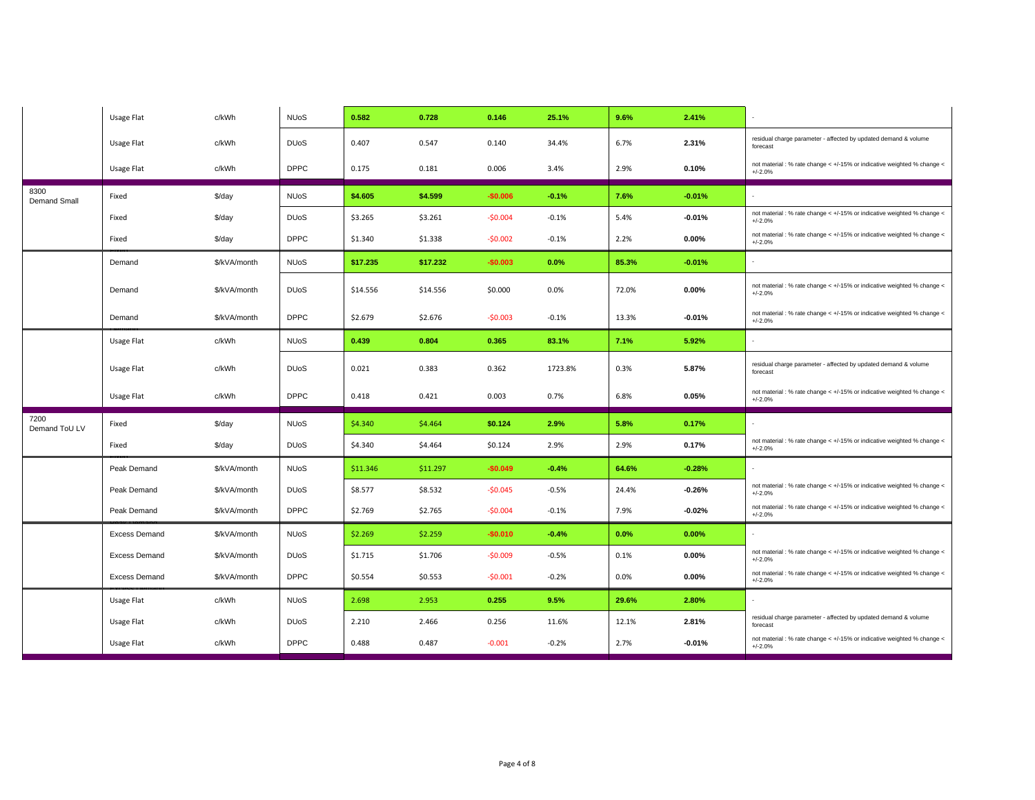| | | | | | | | | | | |
|---|---|---|---|---|---|---|---|---|---|---|
| | Usage Flat | c/kWh | NUoS | **0.582** | **0.728** | **0.146** | **25.1%** | **9.6%** | **2.41%** | - |
| | Usage Flat | c/kWh | DUoS | 0.407 | 0.547 | 0.140 | 34.4% | 6.7% | **2.31%** | residual charge parameter - affected by updated demand & volume forecast |
| | Usage Flat | c/kWh | DPPC | 0.175 | 0.181 | 0.006 | 3.4% | 2.9% | **0.10%** | not material : % rate change < +/-15% or indicative weighted % change < +/-2.0% |
| 8300 Demand Small | Fixed | $/day | NUoS | **$4.605** | **$4.599** | **-$0.006** | **-0.1%** | **7.6%** | **-0.01%** | - |
| | Fixed | $/day | DUoS | $3.265 | $3.261 | -$0.004 | -0.1% | 5.4% | **-0.01%** | not material : % rate change < +/-15% or indicative weighted % change < +/-2.0% |
| | Fixed | $/day | DPPC | $1.340 | $1.338 | -$0.002 | -0.1% | 2.2% | **0.00%** | not material : % rate change < +/-15% or indicative weighted % change < +/-2.0% |
| | Demand | $/kVA/month | NUoS | **$17.235** | **$17.232** | **-$0.003** | **0.0%** | **85.3%** | **-0.01%** | - |
| | Demand | $/kVA/month | DUoS | $14.556 | $14.556 | $0.000 | 0.0% | 72.0% | **0.00%** | not material : % rate change < +/-15% or indicative weighted % change < +/-2.0% |
| | Demand | $/kVA/month | DPPC | $2.679 | $2.676 | -$0.003 | -0.1% | 13.3% | **-0.01%** | not material : % rate change < +/-15% or indicative weighted % change < +/-2.0% |
| | Usage Flat | c/kWh | NUoS | **0.439** | **0.804** | **0.365** | **83.1%** | **7.1%** | **5.92%** | - |
| | Usage Flat | c/kWh | DUoS | 0.021 | 0.383 | 0.362 | 1723.8% | 0.3% | **5.87%** | residual charge parameter - affected by updated demand & volume forecast |
| | Usage Flat | c/kWh | DPPC | 0.418 | 0.421 | 0.003 | 0.7% | 6.8% | **0.05%** | not material : % rate change < +/-15% or indicative weighted % change < +/-2.0% |
| 7200 Demand ToU LV | Fixed | $/day | NUoS | $4.340 | $4.464 | **$0.124** | **2.9%** | **5.8%** | **0.17%** | - |
| | Fixed | $/day | DUoS | $4.340 | $4.464 | $0.124 | 2.9% | 2.9% | **0.17%** | not material : % rate change < +/-15% or indicative weighted % change < +/-2.0% |
| | Peak Demand | $/kVA/month | NUoS | $11.346 | $11.297 | **-$0.049** | **-0.4%** | **64.6%** | **-0.28%** | - |
| | Peak Demand | $/kVA/month | DUoS | $8.577 | $8.532 | -$0.045 | -0.5% | 24.4% | **-0.26%** | not material : % rate change < +/-15% or indicative weighted % change < +/-2.0% |
| | Peak Demand | $/kVA/month | DPPC | $2.769 | $2.765 | -$0.004 | -0.1% | 7.9% | **-0.02%** | not material : % rate change < +/-15% or indicative weighted % change < +/-2.0% |
| | Excess Demand | $/kVA/month | NUoS | $2.269 | $2.259 | **-$0.010** | **-0.4%** | **0.0%** | **0.00%** | - |
| | Excess Demand | $/kVA/month | DUoS | $1.715 | $1.706 | -$0.009 | -0.5% | 0.1% | **0.00%** | not material : % rate change < +/-15% or indicative weighted % change < +/-2.0% |
| | Excess Demand | $/kVA/month | DPPC | $0.554 | $0.553 | -$0.001 | -0.2% | 0.0% | **0.00%** | not material : % rate change < +/-15% or indicative weighted % change < +/-2.0% |
| | Usage Flat | c/kWh | NUoS | 2.698 | 2.953 | **0.255** | **9.5%** | **29.6%** | **2.80%** | - |
| | Usage Flat | c/kWh | DUoS | 2.210 | 2.466 | 0.256 | 11.6% | 12.1% | **2.81%** | residual charge parameter - affected by updated demand & volume forecast |
| | Usage Flat | c/kWh | DPPC | 0.488 | 0.487 | -0.001 | -0.2% | 2.7% | **-0.01%** | not material : % rate change < +/-15% or indicative weighted % change < +/-2.0% |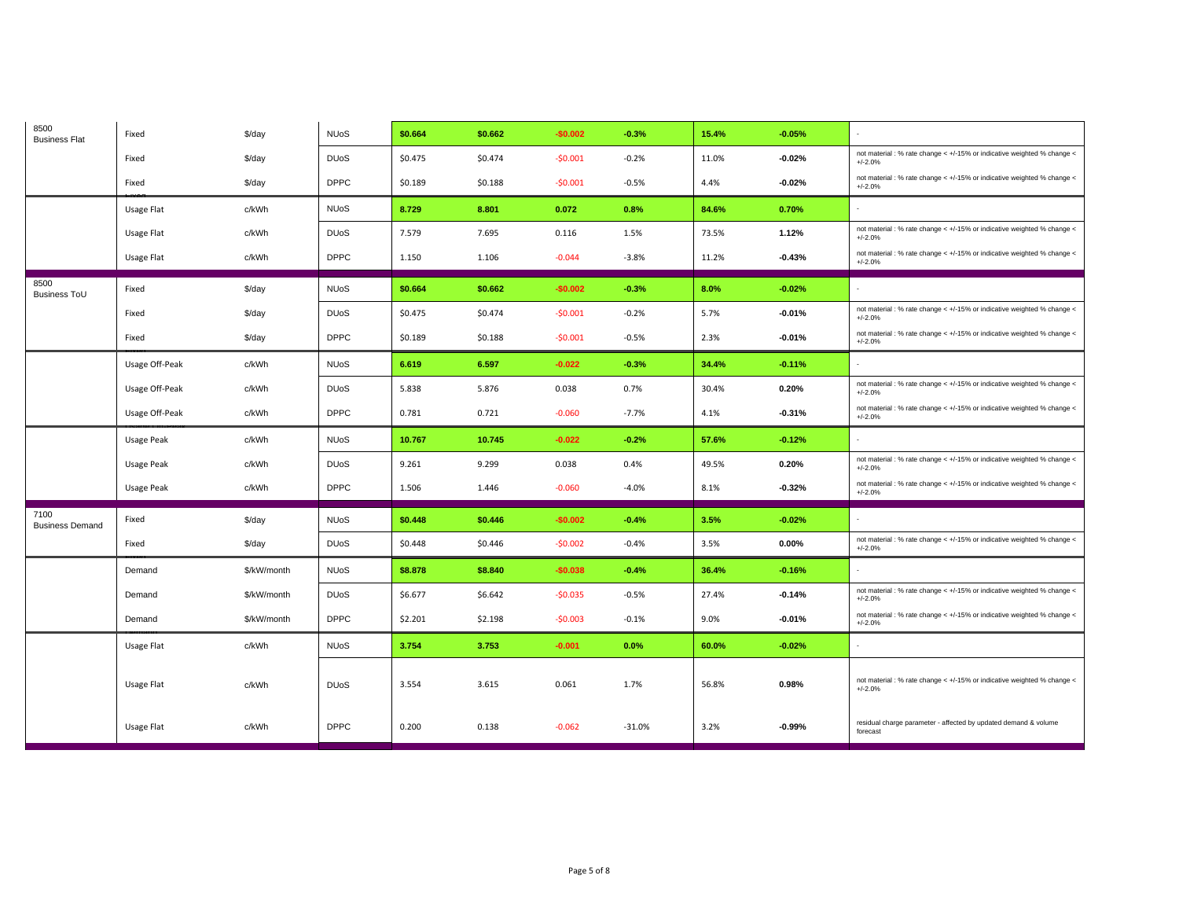| | | | | | | | | | | |
|---|---|---|---|---|---|---|---|---|---|---|
| 8500 Business Flat | Fixed | $/day | NUoS | **$0.664** | **$0.662** | **-$0.002** | **-0.3%** | **15.4%** | **-0.05%** | - |
| | Fixed | $/day | DUoS | $0.475 | $0.474 | -$0.001 | -0.2% | 11.0% | **-0.02%** | not material : % rate change < +/-15% or indicative weighted % change < +/-2.0% |
| | Fixed | $/day | DPPC | $0.189 | $0.188 | -$0.001 | -0.5% | 4.4% | **-0.02%** | not material : % rate change < +/-15% or indicative weighted % change < +/-2.0% |
| | Usage Flat | c/kWh | NUoS | **8.729** | **8.801** | **0.072** | **0.8%** | **84.6%** | **0.70%** | - |
| | Usage Flat | c/kWh | DUoS | 7.579 | 7.695 | 0.116 | 1.5% | 73.5% | **1.12%** | not material : % rate change < +/-15% or indicative weighted % change < +/-2.0% |
| | Usage Flat | c/kWh | DPPC | 1.150 | 1.106 | -0.044 | -3.8% | 11.2% | **-0.43%** | not material : % rate change < +/-15% or indicative weighted % change < +/-2.0% |
| 8500 Business ToU | Fixed | $/day | NUoS | **$0.664** | **$0.662** | **-$0.002** | **-0.3%** | **8.0%** | **-0.02%** | - |
| | Fixed | $/day | DUoS | $0.475 | $0.474 | -$0.001 | -0.2% | 5.7% | **-0.01%** | not material : % rate change < +/-15% or indicative weighted % change < +/-2.0% |
| | Fixed | $/day | DPPC | $0.189 | $0.188 | -$0.001 | -0.5% | 2.3% | **-0.01%** | not material : % rate change < +/-15% or indicative weighted % change < +/-2.0% |
| | Usage Off-Peak | c/kWh | NUoS | **6.619** | **6.597** | **-0.022** | **-0.3%** | **34.4%** | **-0.11%** | - |
| | Usage Off-Peak | c/kWh | DUoS | 5.838 | 5.876 | 0.038 | 0.7% | 30.4% | **0.20%** | not material : % rate change < +/-15% or indicative weighted % change < +/-2.0% |
| | Usage Off-Peak | c/kWh | DPPC | 0.781 | 0.721 | -0.060 | -7.7% | 4.1% | **-0.31%** | not material : % rate change < +/-15% or indicative weighted % change < +/-2.0% |
| | Usage Peak | c/kWh | NUoS | **10.767** | **10.745** | **-0.022** | **-0.2%** | **57.6%** | **-0.12%** | - |
| | Usage Peak | c/kWh | DUoS | 9.261 | 9.299 | 0.038 | 0.4% | 49.5% | **0.20%** | not material : % rate change < +/-15% or indicative weighted % change < +/-2.0% |
| | Usage Peak | c/kWh | DPPC | 1.506 | 1.446 | -0.060 | -4.0% | 8.1% | **-0.32%** | not material : % rate change < +/-15% or indicative weighted % change < +/-2.0% |
| 7100 Business Demand | Fixed | $/day | NUoS | **$0.448** | **$0.446** | **-$0.002** | **-0.4%** | **3.5%** | **-0.02%** | - |
| | Fixed | $/day | DUoS | $0.448 | $0.446 | -$0.002 | -0.4% | 3.5% | **0.00%** | not material : % rate change < +/-15% or indicative weighted % change < +/-2.0% |
| | Demand | $/kW/month | NUoS | **$8.878** | **$8.840** | **-$0.038** | **-0.4%** | **36.4%** | **-0.16%** | - |
| | Demand | $/kW/month | DUoS | $6.677 | $6.642 | -$0.035 | -0.5% | 27.4% | **-0.14%** | not material : % rate change < +/-15% or indicative weighted % change < +/-2.0% |
| | Demand | $/kW/month | DPPC | $2.201 | $2.198 | -$0.003 | -0.1% | 9.0% | **-0.01%** | not material : % rate change < +/-15% or indicative weighted % change < +/-2.0% |
| | Usage Flat | c/kWh | NUoS | **3.754** | **3.753** | **-0.001** | **0.0%** | **60.0%** | **-0.02%** | - |
| | Usage Flat | c/kWh | DUoS | 3.554 | 3.615 | 0.061 | 1.7% | 56.8% | **0.98%** | not material : % rate change < +/-15% or indicative weighted % change < +/-2.0% |
| | Usage Flat | c/kWh | DPPC | 0.200 | 0.138 | -0.062 | -31.0% | 3.2% | **-0.99%** | residual charge parameter - affected by updated demand & volume forecast |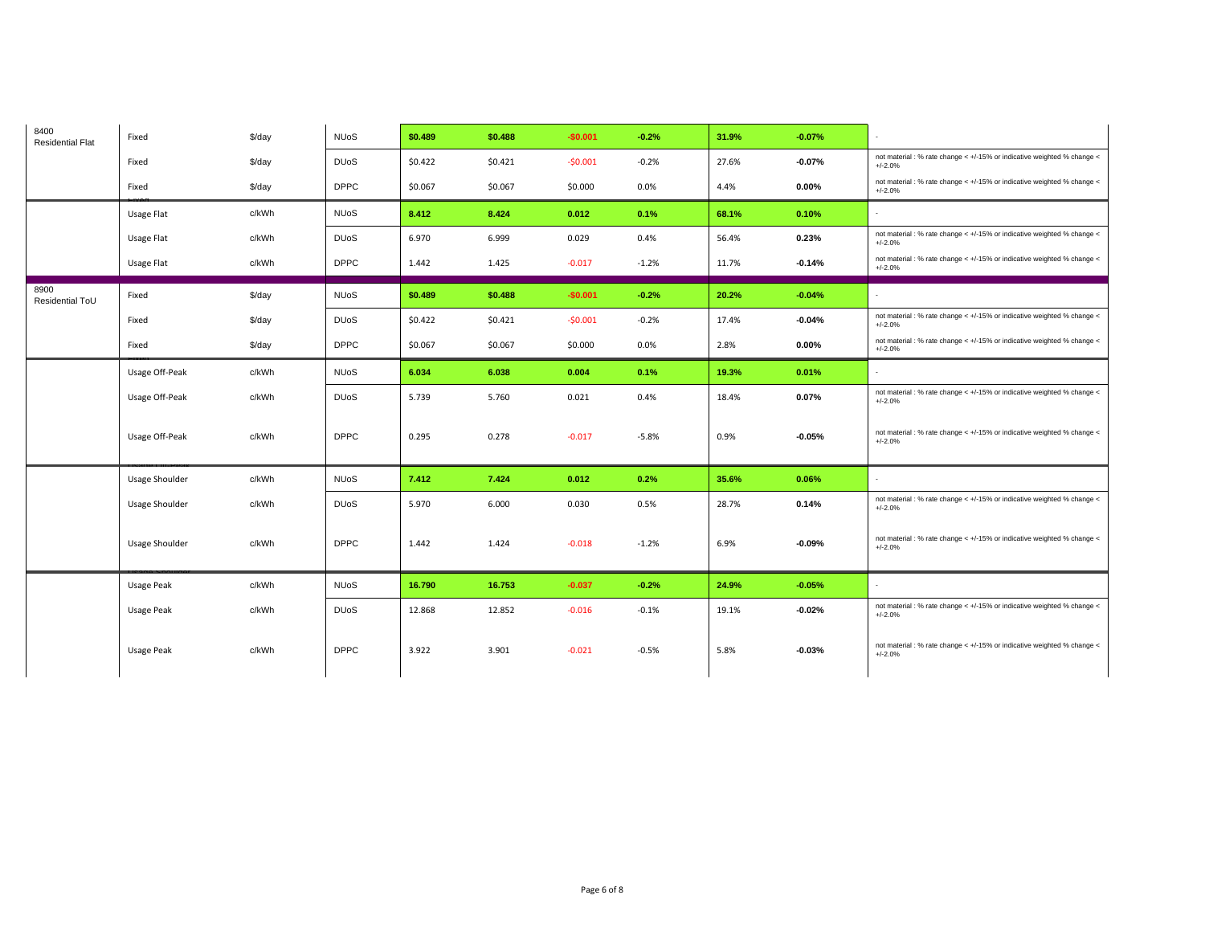| | | | | | | | | | | |
|---|---|---|---|---|---|---|---|---|---|---|
| 8400 Residential Flat | Fixed | $/day | NUoS | **$0.489** | **$0.488** | **-$0.001** | **-0.2%** | **31.9%** | **-0.07%** | - |
| | Fixed | $/day | DUoS | $0.422 | $0.421 | -$0.001 | -0.2% | 27.6% | **-0.07%** | not material : % rate change < +/-15% or indicative weighted % change < +/-2.0% |
| | Fixed | $/day | DPPC | $0.067 | $0.067 | $0.000 | 0.0% | 4.4% | **0.00%** | not material : % rate change < +/-15% or indicative weighted % change < +/-2.0% |
| | Usage Flat | c/kWh | NUoS | **8.412** | **8.424** | **0.012** | **0.1%** | **68.1%** | **0.10%** | - |
| | Usage Flat | c/kWh | DUoS | 6.970 | 6.999 | 0.029 | 0.4% | 56.4% | **0.23%** | not material : % rate change < +/-15% or indicative weighted % change < +/-2.0% |
| | Usage Flat | c/kWh | DPPC | 1.442 | 1.425 | -0.017 | -1.2% | 11.7% | **-0.14%** | not material : % rate change < +/-15% or indicative weighted % change < +/-2.0% |
| 8900 Residential ToU | Fixed | $/day | NUoS | **$0.489** | **$0.488** | **-$0.001** | **-0.2%** | **20.2%** | **-0.04%** | - |
| | Fixed | $/day | DUoS | $0.422 | $0.421 | -$0.001 | -0.2% | 17.4% | **-0.04%** | not material : % rate change < +/-15% or indicative weighted % change < +/-2.0% |
| | Fixed | $/day | DPPC | $0.067 | $0.067 | $0.000 | 0.0% | 2.8% | **0.00%** | not material : % rate change < +/-15% or indicative weighted % change < +/-2.0% |
| | Usage Off-Peak | c/kWh | NUoS | **6.034** | **6.038** | **0.004** | **0.1%** | **19.3%** | **0.01%** | - |
| | Usage Off-Peak | c/kWh | DUoS | 5.739 | 5.760 | 0.021 | 0.4% | 18.4% | **0.07%** | not material : % rate change < +/-15% or indicative weighted % change < +/-2.0% |
| | Usage Off-Peak | c/kWh | DPPC | 0.295 | 0.278 | -0.017 | -5.8% | 0.9% | **-0.05%** | not material : % rate change < +/-15% or indicative weighted % change < +/-2.0% |
| | Usage Shoulder | c/kWh | NUoS | **7.412** | **7.424** | **0.012** | **0.2%** | **35.6%** | **0.06%** | - |
| | Usage Shoulder | c/kWh | DUoS | 5.970 | 6.000 | 0.030 | 0.5% | 28.7% | **0.14%** | not material : % rate change < +/-15% or indicative weighted % change < +/-2.0% |
| | Usage Shoulder | c/kWh | DPPC | 1.442 | 1.424 | -0.018 | -1.2% | 6.9% | **-0.09%** | not material : % rate change < +/-15% or indicative weighted % change < +/-2.0% |
| | Usage Peak | c/kWh | NUoS | **16.790** | **16.753** | **-0.037** | **-0.2%** | **24.9%** | **-0.05%** | - |
| | Usage Peak | c/kWh | DUoS | 12.868 | 12.852 | -0.016 | -0.1% | 19.1% | **-0.02%** | not material : % rate change < +/-15% or indicative weighted % change < +/-2.0% |
| | Usage Peak | c/kWh | DPPC | 3.922 | 3.901 | -0.021 | -0.5% | 5.8% | **-0.03%** | not material : % rate change < +/-15% or indicative weighted % change < +/-2.0% |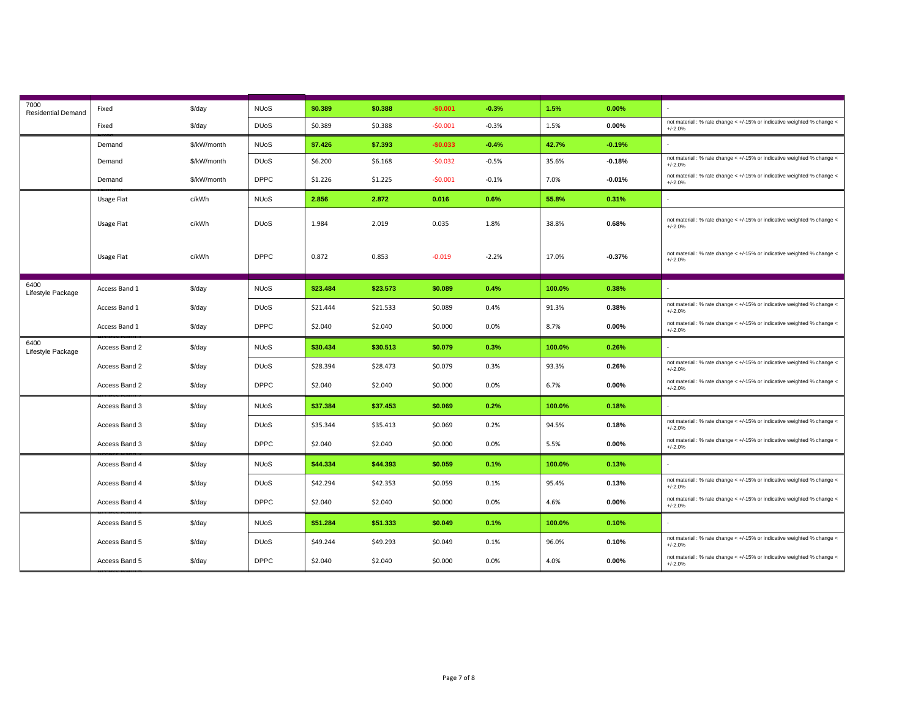| | | | | | | | | | | |
|---|---|---|---|---|---|---|---|---|---|---|
| 7000 Residential Demand | Fixed | $/day | NUoS | **$0.389** | **$0.388** | **-$0.001** | **-0.3%** | **1.5%** | **0.00%** | - |
| | Fixed | $/day | DUoS | $0.389 | $0.388 | -$0.001 | -0.3% | 1.5% | **0.00%** | not material : % rate change < +/-15% or indicative weighted % change < +/-2.0% |
| | Demand | $/kW/month | NUoS | **$7.426** | **$7.393** | **-$0.033** | **-0.4%** | **42.7%** | **-0.19%** | - |
| | Demand | $/kW/month | DUoS | $6.200 | $6.168 | -$0.032 | -0.5% | 35.6% | **-0.18%** | not material : % rate change < +/-15% or indicative weighted % change < +/-2.0% |
| | Demand | $/kW/month | DPPC | $1.226 | $1.225 | -$0.001 | -0.1% | 7.0% | **-0.01%** | not material : % rate change < +/-15% or indicative weighted % change < +/-2.0% |
| | Usage Flat | c/kWh | NUoS | **2.856** | **2.872** | **0.016** | **0.6%** | **55.8%** | **0.31%** | - |
| | Usage Flat | c/kWh | DUoS | 1.984 | 2.019 | 0.035 | 1.8% | 38.8% | **0.68%** | not material : % rate change < +/-15% or indicative weighted % change < +/-2.0% |
| | Usage Flat | c/kWh | DPPC | 0.872 | 0.853 | -0.019 | -2.2% | 17.0% | **-0.37%** | not material : % rate change < +/-15% or indicative weighted % change < +/-2.0% |
| 6400 Lifestyle Package | Access Band 1 | $/day | NUoS | **$23.484** | **$23.573** | **$0.089** | **0.4%** | **100.0%** | **0.38%** | - |
| | Access Band 1 | $/day | DUoS | $21.444 | $21.533 | $0.089 | 0.4% | 91.3% | **0.38%** | not material : % rate change < +/-15% or indicative weighted % change < +/-2.0% |
| | Access Band 1 | $/day | DPPC | $2.040 | $2.040 | $0.000 | 0.0% | 8.7% | **0.00%** | not material : % rate change < +/-15% or indicative weighted % change < +/-2.0% |
| 6400 Lifestyle Package | Access Band 2 | $/day | NUoS | **$30.434** | **$30.513** | **$0.079** | **0.3%** | **100.0%** | **0.26%** | - |
| | Access Band 2 | $/day | DUoS | $28.394 | $28.473 | $0.079 | 0.3% | 93.3% | **0.26%** | not material : % rate change < +/-15% or indicative weighted % change < +/-2.0% |
| | Access Band 2 | $/day | DPPC | $2.040 | $2.040 | $0.000 | 0.0% | 6.7% | **0.00%** | not material : % rate change < +/-15% or indicative weighted % change < +/-2.0% |
| | Access Band 3 | $/day | NUoS | **$37.384** | **$37.453** | **$0.069** | **0.2%** | **100.0%** | **0.18%** | - |
| | Access Band 3 | $/day | DUoS | $35.344 | $35.413 | $0.069 | 0.2% | 94.5% | **0.18%** | not material : % rate change < +/-15% or indicative weighted % change < +/-2.0% |
| | Access Band 3 | $/day | DPPC | $2.040 | $2.040 | $0.000 | 0.0% | 5.5% | **0.00%** | not material : % rate change < +/-15% or indicative weighted % change < +/-2.0% |
| | Access Band 4 | $/day | NUoS | **$44.334** | **$44.393** | **$0.059** | **0.1%** | **100.0%** | **0.13%** | - |
| | Access Band 4 | $/day | DUoS | $42.294 | $42.353 | $0.059 | 0.1% | 95.4% | **0.13%** | not material : % rate change < +/-15% or indicative weighted % change < +/-2.0% |
| | Access Band 4 | $/day | DPPC | $2.040 | $2.040 | $0.000 | 0.0% | 4.6% | **0.00%** | not material : % rate change < +/-15% or indicative weighted % change < +/-2.0% |
| | Access Band 5 | $/day | NUoS | **$51.284** | **$51.333** | **$0.049** | **0.1%** | **100.0%** | **0.10%** | - |
| | Access Band 5 | $/day | DUoS | $49.244 | $49.293 | $0.049 | 0.1% | 96.0% | **0.10%** | not material : % rate change < +/-15% or indicative weighted % change < +/-2.0% |
| | Access Band 5 | $/day | DPPC | $2.040 | $2.040 | $0.000 | 0.0% | 4.0% | **0.00%** | not material : % rate change < +/-15% or indicative weighted % change < +/-2.0% |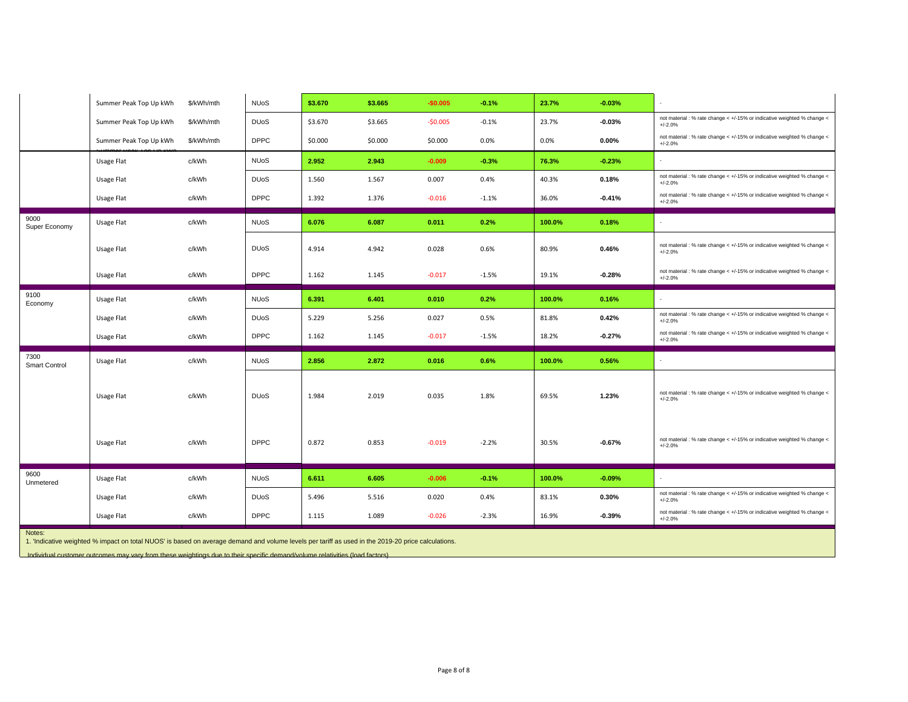| | | | | | | | | | | |
|---|---|---|---|---|---|---|---|---|---|---|
| | Summer Peak Top Up kWh | $/kWh/mth | NUoS | **$3.670** | **$3.665** | **-$0.005** | **-0.1%** | **23.7%** | **-0.03%** | - |
| | Summer Peak Top Up kWh | $/kWh/mth | DUoS | $3.670 | $3.665 | -$0.005 | -0.1% | 23.7% | **-0.03%** | not material : % rate change < +/-15% or indicative weighted % change < +/-2.0% |
| | Summer Peak Top Up kWh | $/kWh/mth | DPPC | $0.000 | $0.000 | $0.000 | 0.0% | 0.0% | **0.00%** | not material : % rate change < +/-15% or indicative weighted % change < +/-2.0% |
| | Usage Flat | c/kWh | NUoS | **2.952** | **2.943** | **-0.009** | **-0.3%** | **76.3%** | **-0.23%** | - |
| | Usage Flat | c/kWh | DUoS | 1.560 | 1.567 | 0.007 | 0.4% | 40.3% | **0.18%** | not material : % rate change < +/-15% or indicative weighted % change < +/-2.0% |
| | Usage Flat | c/kWh | DPPC | 1.392 | 1.376 | -0.016 | -1.1% | 36.0% | **-0.41%** | not material : % rate change < +/-15% or indicative weighted % change < +/-2.0% |
| 9000 Super Economy | Usage Flat | c/kWh | NUoS | **6.076** | **6.087** | **0.011** | **0.2%** | **100.0%** | **0.18%** | - |
| | Usage Flat | c/kWh | DUoS | 4.914 | 4.942 | 0.028 | 0.6% | 80.9% | **0.46%** | not material : % rate change < +/-15% or indicative weighted % change < +/-2.0% |
| | Usage Flat | c/kWh | DPPC | 1.162 | 1.145 | -0.017 | -1.5% | 19.1% | **-0.28%** | not material : % rate change < +/-15% or indicative weighted % change < +/-2.0% |
| 9100 Economy | Usage Flat | c/kWh | NUoS | **6.391** | **6.401** | **0.010** | **0.2%** | **100.0%** | **0.16%** | - |
| | Usage Flat | c/kWh | DUoS | 5.229 | 5.256 | 0.027 | 0.5% | 81.8% | **0.42%** | not material : % rate change < +/-15% or indicative weighted % change < +/-2.0% |
| | Usage Flat | c/kWh | DPPC | 1.162 | 1.145 | -0.017 | -1.5% | 18.2% | **-0.27%** | not material : % rate change < +/-15% or indicative weighted % change < +/-2.0% |
| 7300 Smart Control | Usage Flat | c/kWh | NUoS | **2.856** | **2.872** | **0.016** | **0.6%** | **100.0%** | **0.56%** | - |
| | Usage Flat | c/kWh | DUoS | 1.984 | 2.019 | 0.035 | 1.8% | 69.5% | **1.23%** | not material : % rate change < +/-15% or indicative weighted % change < +/-2.0% |
| | Usage Flat | c/kWh | DPPC | 0.872 | 0.853 | -0.019 | -2.2% | 30.5% | **-0.67%** | not material : % rate change < +/-15% or indicative weighted % change < +/-2.0% |
| 9600 Unmetered | Usage Flat | c/kWh | NUoS | **6.611** | **6.605** | **-0.006** | **-0.1%** | **100.0%** | **-0.09%** | - |
| | Usage Flat | c/kWh | DUoS | 5.496 | 5.516 | 0.020 | 0.4% | 83.1% | **0.30%** | not material : % rate change < +/-15% or indicative weighted % change < +/-2.0% |
| | Usage Flat | c/kWh | DPPC | 1.115 | 1.089 | -0.026 | -2.3% | 16.9% | **-0.39%** | not material : % rate change < +/-15% or indicative weighted % change < +/-2.0% |

Notes:

1. 'Indicative weighted % impact on total NUOS' is based on average demand and volume levels per tariff as used in the 2019-20 price calculations.

Individual customer outcomes may vary from these weightings due to their specific demand/volume relativities (load factors).